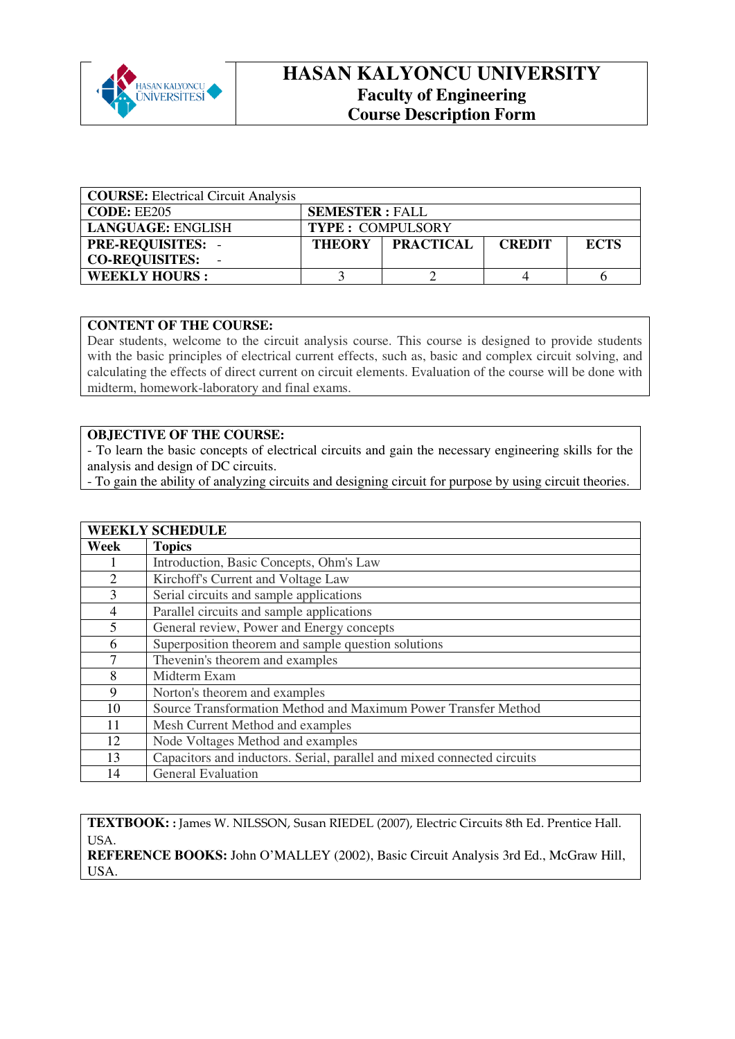# HASAN KALYONCU UNIVERSITY

## Faculty of Engineering

## Course Description Form

| **COURSE:** Electrical Circuit Analysis | | | | |
|---|---|---|---|---|
| **CODE:** EE205 | **SEMESTER :** FALL | | | |
| **LANGUAGE:** ENGLISH | **TYPE :** COMPULSORY | | | |
| **PRE-REQUISITES:** - <br> **CO-REQUISITES:** - | **THEORY** | **PRACTICAL** | **CREDIT** | **ECTS** |
| **WEEKLY HOURS :** | 3 | 2 | 4 | 6 |

**CONTENT OF THE COURSE:**

Dear students, welcome to the circuit analysis course. This course is designed to provide students with the basic principles of electrical current effects, such as, basic and complex circuit solving, and calculating the effects of direct current on circuit elements. Evaluation of the course will be done with midterm, homework-laboratory and final exams.

**OBJECTIVE OF THE COURSE:**

- To learn the basic concepts of electrical circuits and gain the necessary engineering skills for the analysis and design of DC circuits.
- To gain the ability of analyzing circuits and designing circuit for purpose by using circuit theories.

| **WEEKLY SCHEDULE** | |
|---|---|
| **Week** | **Topics** |
| 1 | Introduction, Basic Concepts, Ohm's Law |
| 2 | Kirchoff's Current and Voltage Law |
| 3 | Serial circuits and sample applications |
| 4 | Parallel circuits and sample applications |
| 5 | General review, Power and Energy concepts |
| 6 | Superposition theorem and sample question solutions |
| 7 | Thevenin's theorem and examples |
| 8 | Midterm Exam |
| 9 | Norton's theorem and examples |
| 10 | Source Transformation Method and Maximum Power Transfer Method |
| 11 | Mesh Current Method and examples |
| 12 | Node Voltages Method and examples |
| 13 | Capacitors and inductors. Serial, parallel and mixed connected circuits |
| 14 | General Evaluation |

**TEXTBOOK:** : James W. NILSSON, Susan RIEDEL (2007), Electric Circuits 8th Ed. Prentice Hall. USA.

**REFERENCE BOOKS:** John O'MALLEY (2002), Basic Circuit Analysis 3rd Ed., McGraw Hill, USA.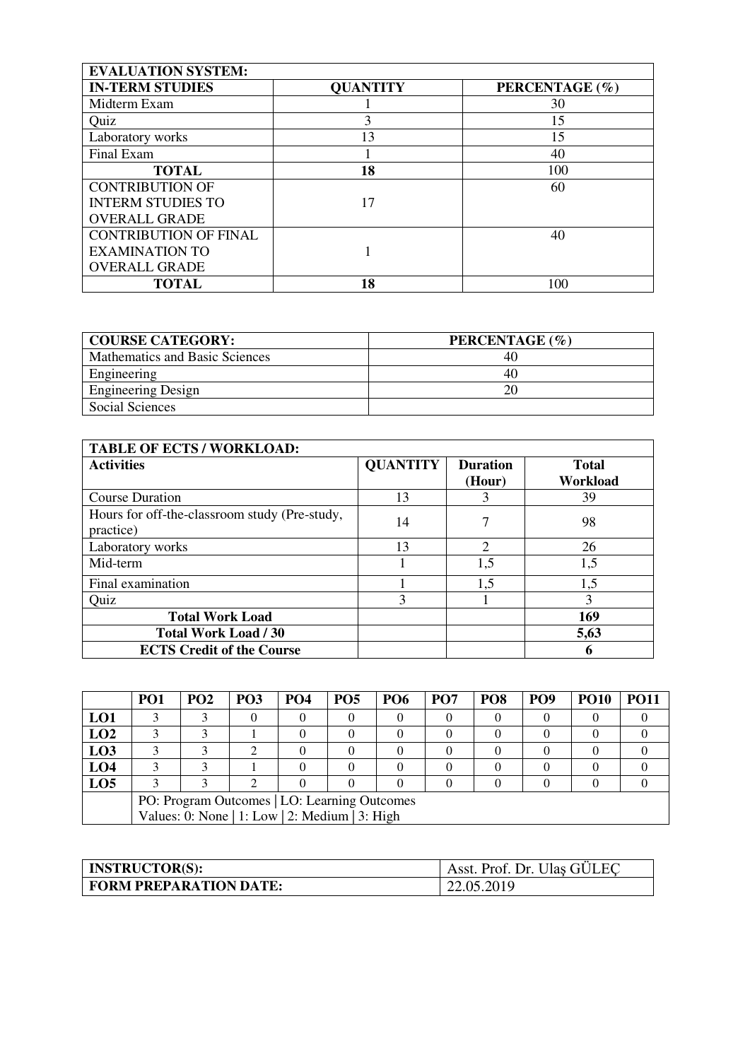| EVALUATION SYSTEM: | | |
|---|---|---|
| **IN-TERM STUDIES** | **QUANTITY** | **PERCENTAGE (%)** |
| Midterm Exam | 1 | 30 |
| Quiz | 3 | 15 |
| Laboratory works | 13 | 15 |
| Final Exam | 1 | 40 |
| **TOTAL** | **18** | 100 |
| CONTRIBUTION OF INTERM STUDIES TO OVERALL GRADE | 17 | 60 |
| CONTRIBUTION OF FINAL EXAMINATION TO OVERALL GRADE | 1 | 40 |
| **TOTAL** | **18** | 100 |

| COURSE CATEGORY: | PERCENTAGE (%) |
|---|---|
| Mathematics and Basic Sciences | 40 |
| Engineering | 40 |
| Engineering Design | 20 |
| Social Sciences | |

| TABLE OF ECTS / WORKLOAD: | | | |
|---|---|---|---|
| **Activities** | **QUANTITY** | **Duration (Hour)** | **Total Workload** |
| Course Duration | 13 | 3 | 39 |
| Hours for off-the-classroom study (Pre-study, practice) | 14 | 7 | 98 |
| Laboratory works | 13 | 2 | 26 |
| Mid-term | 1 | 1,5 | 1,5 |
| Final examination | 1 | 1,5 | 1,5 |
| Quiz | 3 | 1 | 3 |
| **Total Work Load** | | | **169** |
| **Total Work Load / 30** | | | **5,63** |
| **ECTS Credit of the Course** | | | **6** |

| | PO1 | PO2 | PO3 | PO4 | PO5 | PO6 | PO7 | PO8 | PO9 | PO10 | PO11 |
|---|---|---|---|---|---|---|---|---|---|---|---|
| **LO1** | 3 | 3 | 0 | 0 | 0 | 0 | 0 | 0 | 0 | 0 | 0 |
| **LO2** | 3 | 3 | 1 | 0 | 0 | 0 | 0 | 0 | 0 | 0 | 0 |
| **LO3** | 3 | 3 | 2 | 0 | 0 | 0 | 0 | 0 | 0 | 0 | 0 |
| **LO4** | 3 | 3 | 1 | 0 | 0 | 0 | 0 | 0 | 0 | 0 | 0 |
| **LO5** | 3 | 3 | 2 | 0 | 0 | 0 | 0 | 0 | 0 | 0 | 0 |
| | PO: Program Outcomes \| LO: Learning Outcomes<br>Values: 0: None \| 1: Low \| 2: Medium \| 3: High | | | | | | | | | | |

| INSTRUCTOR(S): | Asst. Prof. Dr. Ulaş GÜLEÇ |
|---|---|
| **FORM PREPARATION DATE:** | 22.05.2019 |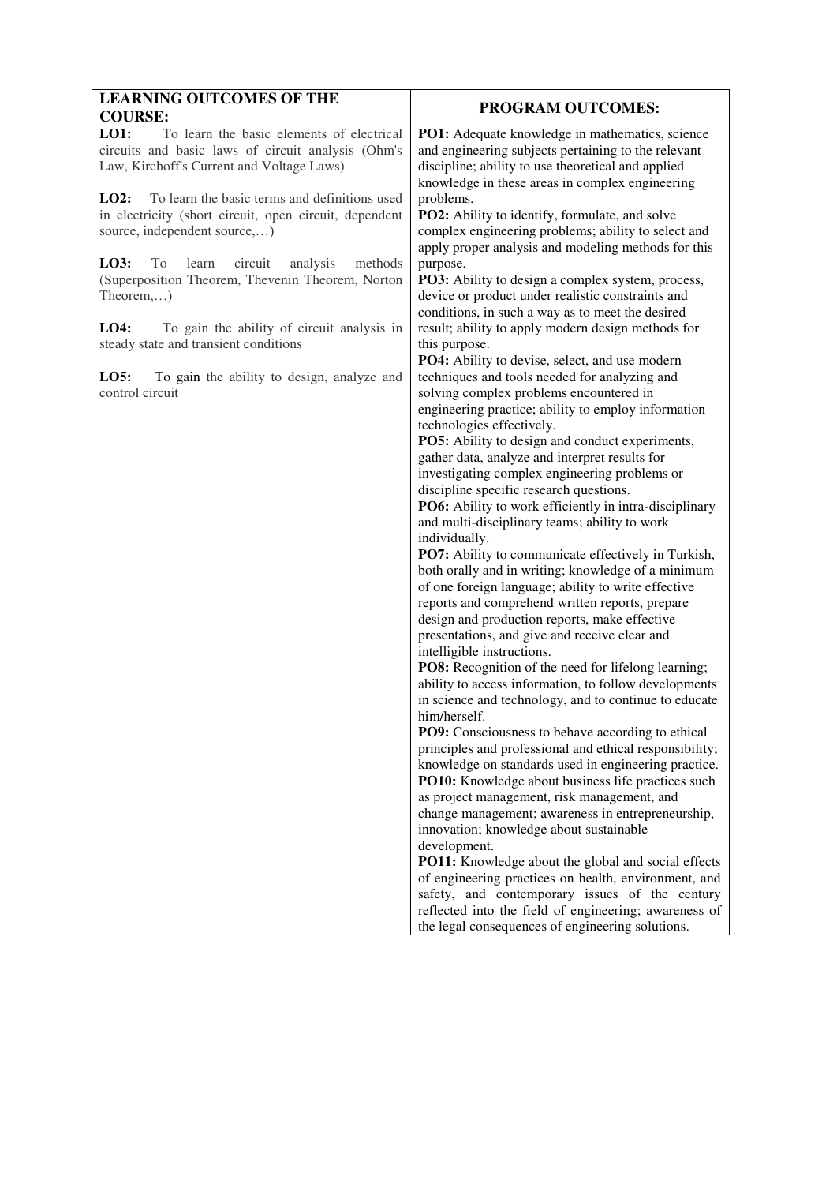| **LEARNING OUTCOMES OF THE COURSE:** | **PROGRAM OUTCOMES:** |
|---|---|
| **LO1:** To learn the basic elements of electrical circuits and basic laws of circuit analysis (Ohm's Law, Kirchoff's Current and Voltage Laws)<br><br>**LO2:** To learn the basic terms and definitions used in electricity (short circuit, open circuit, dependent source, independent source,…)<br><br>**LO3:** To learn circuit analysis methods (Superposition Theorem, Thevenin Theorem, Norton Theorem,…)<br><br>**LO4:** To gain the ability of circuit analysis in steady state and transient conditions<br><br>**LO5:** To gain the ability to design, analyze and control circuit | **PO1:** Adequate knowledge in mathematics, science and engineering subjects pertaining to the relevant discipline; ability to use theoretical and applied knowledge in these areas in complex engineering problems.<br>**PO2:** Ability to identify, formulate, and solve complex engineering problems; ability to select and apply proper analysis and modeling methods for this purpose.<br>**PO3:** Ability to design a complex system, process, device or product under realistic constraints and conditions, in such a way as to meet the desired result; ability to apply modern design methods for this purpose.<br>**PO4:** Ability to devise, select, and use modern techniques and tools needed for analyzing and solving complex problems encountered in engineering practice; ability to employ information technologies effectively.<br>**PO5:** Ability to design and conduct experiments, gather data, analyze and interpret results for investigating complex engineering problems or discipline specific research questions.<br>**PO6:** Ability to work efficiently in intra-disciplinary and multi-disciplinary teams; ability to work individually.<br>**PO7:** Ability to communicate effectively in Turkish, both orally and in writing; knowledge of a minimum of one foreign language; ability to write effective reports and comprehend written reports, prepare design and production reports, make effective presentations, and give and receive clear and intelligible instructions.<br>**PO8:** Recognition of the need for lifelong learning; ability to access information, to follow developments in science and technology, and to continue to educate him/herself.<br>**PO9:** Consciousness to behave according to ethical principles and professional and ethical responsibility; knowledge on standards used in engineering practice.<br>**PO10:** Knowledge about business life practices such as project management, risk management, and change management; awareness in entrepreneurship, innovation; knowledge about sustainable development.<br>**PO11:** Knowledge about the global and social effects of engineering practices on health, environment, and safety, and contemporary issues of the century reflected into the field of engineering; awareness of the legal consequences of engineering solutions. |